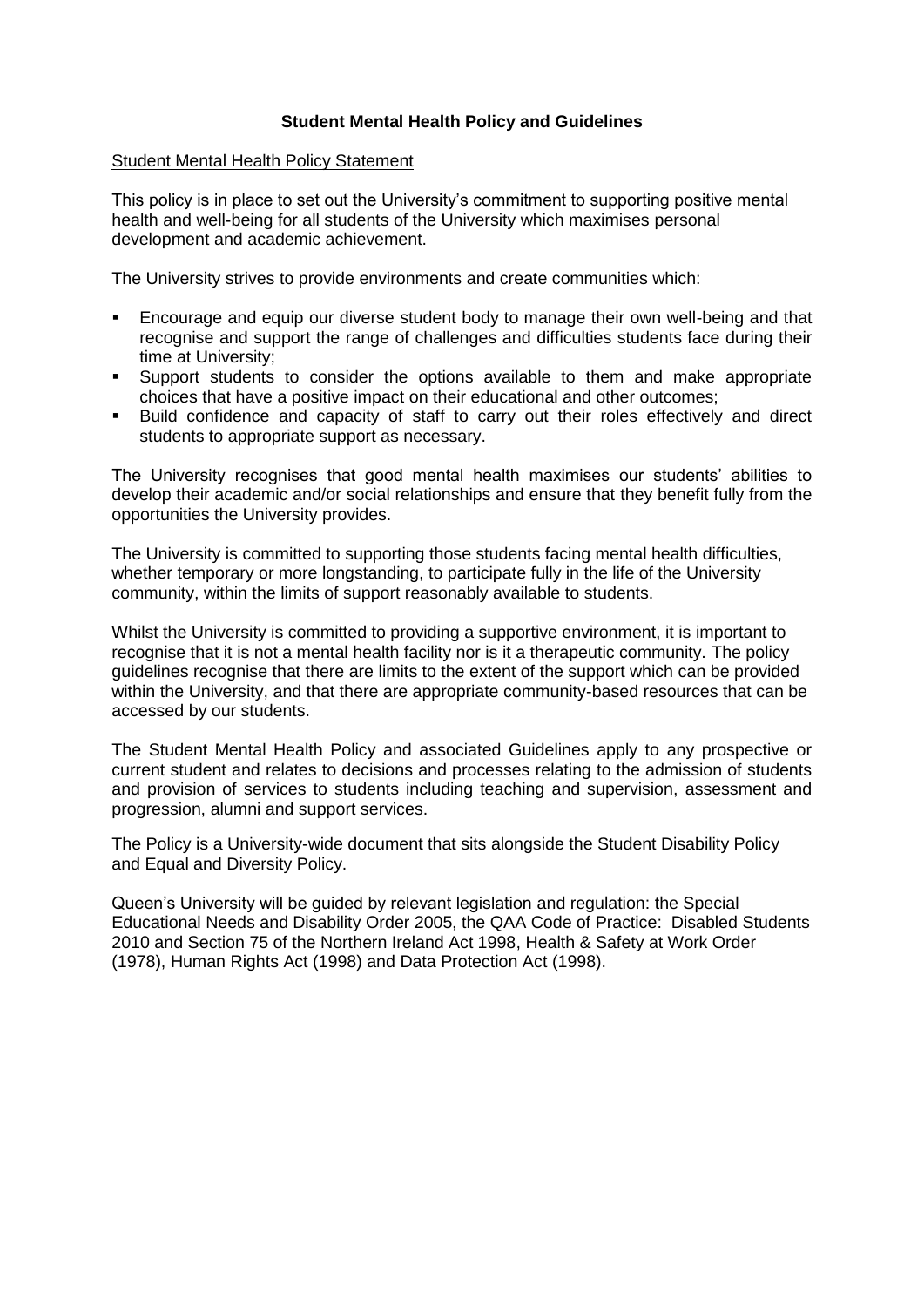# Student Mental Health Policy and Guidelines

<u>Student Mental Health Policy Statement</u>

This policy is in place to set out the University's commitment to supporting positive mental health and well-being for all students of the University which maximises personal development and academic achievement.

The University strives to provide environments and create communities which:

- Encourage and equip our diverse student body to manage their own well-being and that recognise and support the range of challenges and difficulties students face during their time at University;
- Support students to consider the options available to them and make appropriate choices that have a positive impact on their educational and other outcomes;
- Build confidence and capacity of staff to carry out their roles effectively and direct students to appropriate support as necessary.

The University recognises that good mental health maximises our students' abilities to develop their academic and/or social relationships and ensure that they benefit fully from the opportunities the University provides.

The University is committed to supporting those students facing mental health difficulties, whether temporary or more longstanding, to participate fully in the life of the University community, within the limits of support reasonably available to students.

Whilst the University is committed to providing a supportive environment, it is important to recognise that it is not a mental health facility nor is it a therapeutic community. The policy guidelines recognise that there are limits to the extent of the support which can be provided within the University, and that there are appropriate community-based resources that can be accessed by our students.

The Student Mental Health Policy and associated Guidelines apply to any prospective or current student and relates to decisions and processes relating to the admission of students and provision of services to students including teaching and supervision, assessment and progression, alumni and support services.

The Policy is a University-wide document that sits alongside the Student Disability Policy and Equal and Diversity Policy.

Queen's University will be guided by relevant legislation and regulation: the Special Educational Needs and Disability Order 2005, the QAA Code of Practice: Disabled Students 2010 and Section 75 of the Northern Ireland Act 1998, Health & Safety at Work Order (1978), Human Rights Act (1998) and Data Protection Act (1998).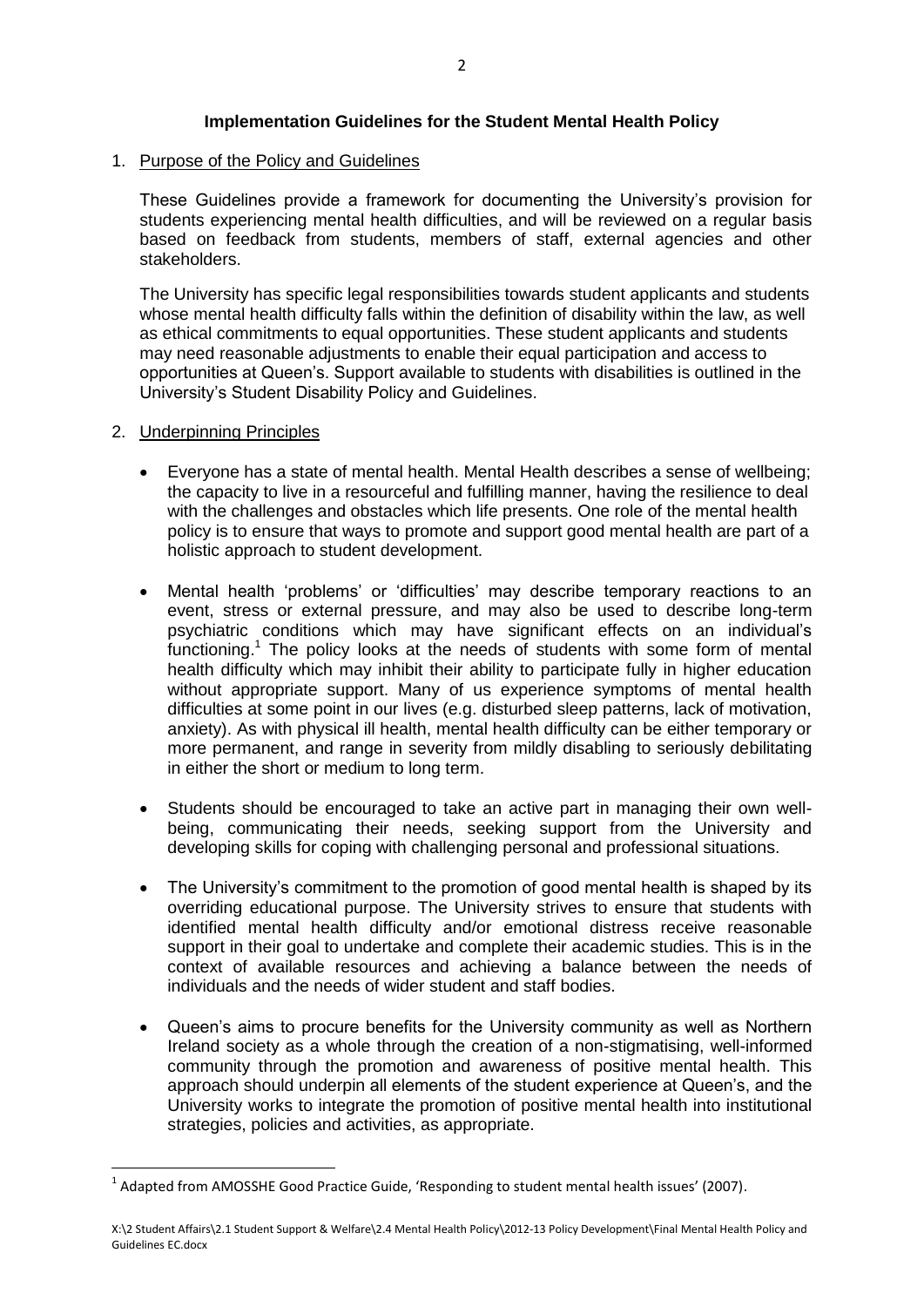**Implementation Guidelines for the Student Mental Health Policy**

1. Purpose of the Policy and Guidelines

   These Guidelines provide a framework for documenting the University's provision for students experiencing mental health difficulties, and will be reviewed on a regular basis based on feedback from students, members of staff, external agencies and other stakeholders.

   The University has specific legal responsibilities towards student applicants and students whose mental health difficulty falls within the definition of disability within the law, as well as ethical commitments to equal opportunities. These student applicants and students may need reasonable adjustments to enable their equal participation and access to opportunities at Queen's. Support available to students with disabilities is outlined in the University's Student Disability Policy and Guidelines.

2. Underpinning Principles

   - Everyone has a state of mental health. Mental Health describes a sense of wellbeing; the capacity to live in a resourceful and fulfilling manner, having the resilience to deal with the challenges and obstacles which life presents. One role of the mental health policy is to ensure that ways to promote and support good mental health are part of a holistic approach to student development.

   - Mental health 'problems' or 'difficulties' may describe temporary reactions to an event, stress or external pressure, and may also be used to describe long-term psychiatric conditions which may have significant effects on an individual's functioning.[1] The policy looks at the needs of students with some form of mental health difficulty which may inhibit their ability to participate fully in higher education without appropriate support. Many of us experience symptoms of mental health difficulties at some point in our lives (e.g. disturbed sleep patterns, lack of motivation, anxiety). As with physical ill health, mental health difficulty can be either temporary or more permanent, and range in severity from mildly disabling to seriously debilitating in either the short or medium to long term.

   - Students should be encouraged to take an active part in managing their own well-being, communicating their needs, seeking support from the University and developing skills for coping with challenging personal and professional situations.

   - The University's commitment to the promotion of good mental health is shaped by its overriding educational purpose. The University strives to ensure that students with identified mental health difficulty and/or emotional distress receive reasonable support in their goal to undertake and complete their academic studies. This is in the context of available resources and achieving a balance between the needs of individuals and the needs of wider student and staff bodies.

   - Queen's aims to procure benefits for the University community as well as Northern Ireland society as a whole through the creation of a non-stigmatising, well-informed community through the promotion and awareness of positive mental health. This approach should underpin all elements of the student experience at Queen's, and the University works to integrate the promotion of positive mental health into institutional strategies, policies and activities, as appropriate.

---

[1] Adapted from AMOSSHE Good Practice Guide, 'Responding to student mental health issues' (2007).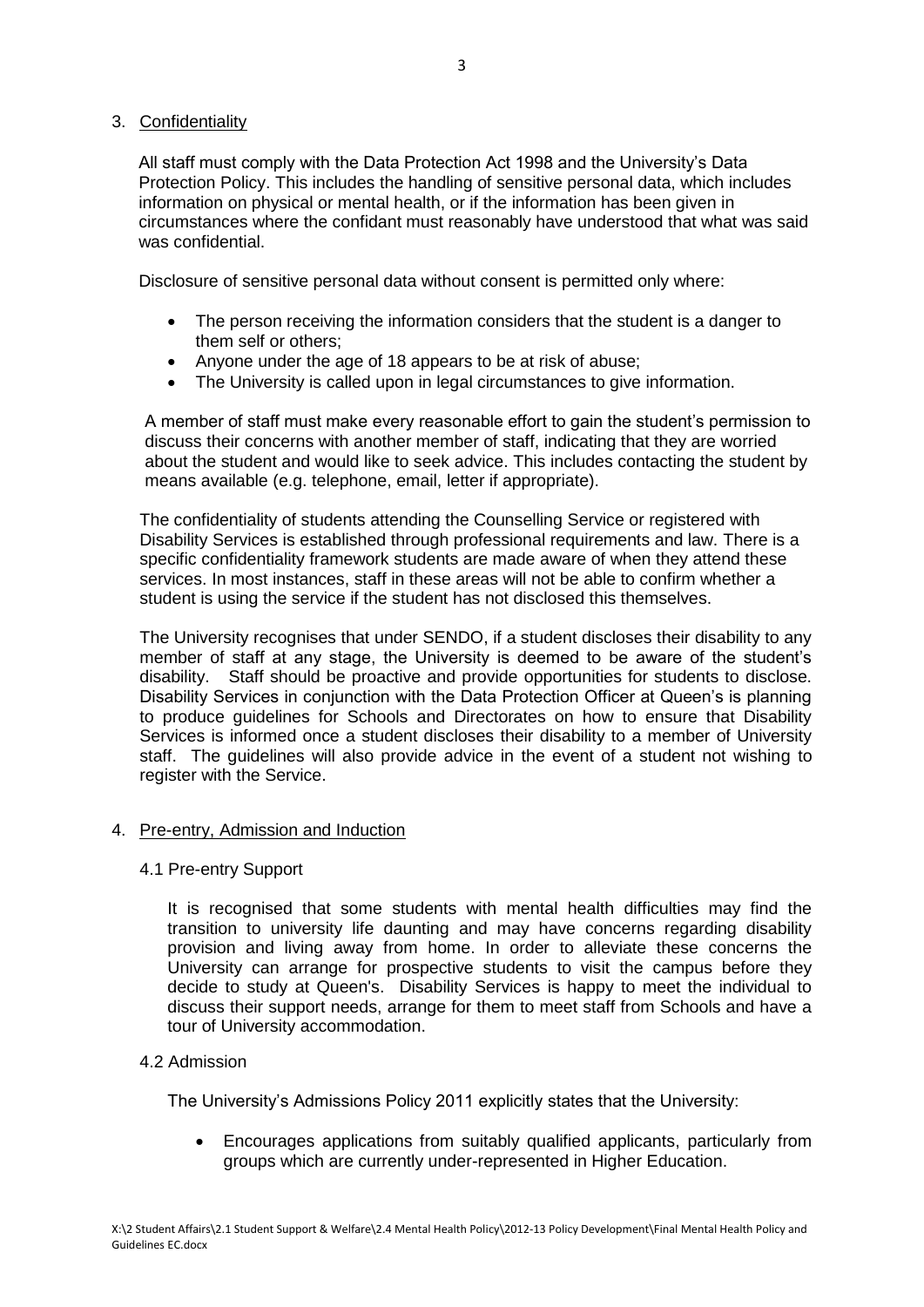## 3. Confidentiality

All staff must comply with the Data Protection Act 1998 and the University's Data Protection Policy. This includes the handling of sensitive personal data, which includes information on physical or mental health, or if the information has been given in circumstances where the confidant must reasonably have understood that what was said was confidential.

Disclosure of sensitive personal data without consent is permitted only where:

- The person receiving the information considers that the student is a danger to them self or others;
- Anyone under the age of 18 appears to be at risk of abuse;
- The University is called upon in legal circumstances to give information.

A member of staff must make every reasonable effort to gain the student's permission to discuss their concerns with another member of staff, indicating that they are worried about the student and would like to seek advice. This includes contacting the student by means available (e.g. telephone, email, letter if appropriate).

The confidentiality of students attending the Counselling Service or registered with Disability Services is established through professional requirements and law. There is a specific confidentiality framework students are made aware of when they attend these services. In most instances, staff in these areas will not be able to confirm whether a student is using the service if the student has not disclosed this themselves.

The University recognises that under SENDO, if a student discloses their disability to any member of staff at any stage, the University is deemed to be aware of the student's disability. Staff should be proactive and provide opportunities for students to disclose. Disability Services in conjunction with the Data Protection Officer at Queen's is planning to produce guidelines for Schools and Directorates on how to ensure that Disability Services is informed once a student discloses their disability to a member of University staff. The guidelines will also provide advice in the event of a student not wishing to register with the Service.

## 4. Pre-entry, Admission and Induction

### 4.1 Pre-entry Support

It is recognised that some students with mental health difficulties may find the transition to university life daunting and may have concerns regarding disability provision and living away from home. In order to alleviate these concerns the University can arrange for prospective students to visit the campus before they decide to study at Queen's. Disability Services is happy to meet the individual to discuss their support needs, arrange for them to meet staff from Schools and have a tour of University accommodation.

### 4.2 Admission

The University's Admissions Policy 2011 explicitly states that the University:

- Encourages applications from suitably qualified applicants, particularly from groups which are currently under-represented in Higher Education.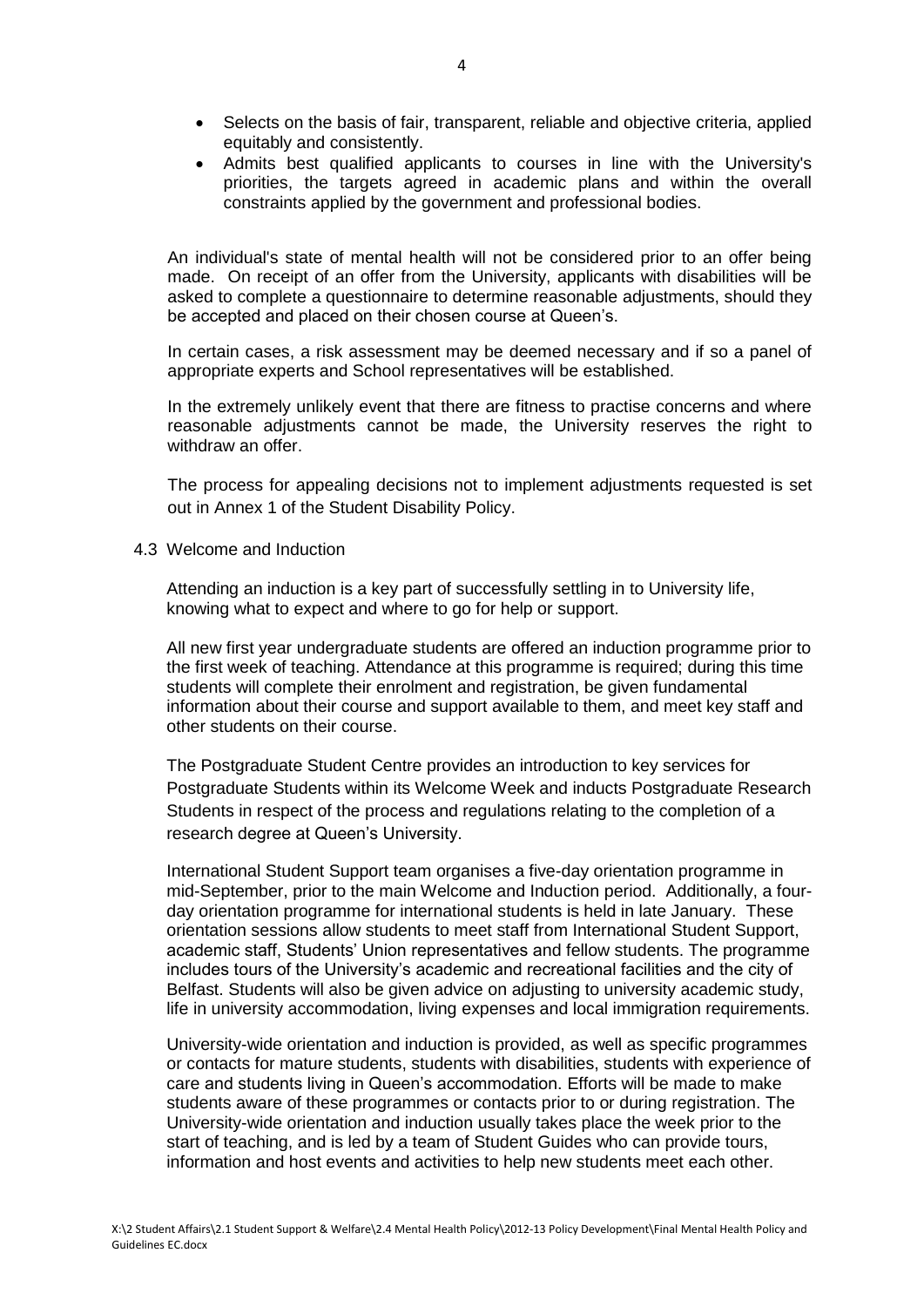- Selects on the basis of fair, transparent, reliable and objective criteria, applied equitably and consistently.
- Admits best qualified applicants to courses in line with the University's priorities, the targets agreed in academic plans and within the overall constraints applied by the government and professional bodies.

An individual's state of mental health will not be considered prior to an offer being made. On receipt of an offer from the University, applicants with disabilities will be asked to complete a questionnaire to determine reasonable adjustments, should they be accepted and placed on their chosen course at Queen's.

In certain cases, a risk assessment may be deemed necessary and if so a panel of appropriate experts and School representatives will be established.

In the extremely unlikely event that there are fitness to practise concerns and where reasonable adjustments cannot be made, the University reserves the right to withdraw an offer.

The process for appealing decisions not to implement adjustments requested is set out in Annex 1 of the Student Disability Policy.

### 4.3 Welcome and Induction

Attending an induction is a key part of successfully settling in to University life, knowing what to expect and where to go for help or support.

All new first year undergraduate students are offered an induction programme prior to the first week of teaching. Attendance at this programme is required; during this time students will complete their enrolment and registration, be given fundamental information about their course and support available to them, and meet key staff and other students on their course.

The Postgraduate Student Centre provides an introduction to key services for Postgraduate Students within its Welcome Week and inducts Postgraduate Research Students in respect of the process and regulations relating to the completion of a research degree at Queen's University.

International Student Support team organises a five-day orientation programme in mid-September, prior to the main Welcome and Induction period. Additionally, a four-day orientation programme for international students is held in late January. These orientation sessions allow students to meet staff from International Student Support, academic staff, Students' Union representatives and fellow students. The programme includes tours of the University's academic and recreational facilities and the city of Belfast. Students will also be given advice on adjusting to university academic study, life in university accommodation, living expenses and local immigration requirements.

University-wide orientation and induction is provided, as well as specific programmes or contacts for mature students, students with disabilities, students with experience of care and students living in Queen's accommodation. Efforts will be made to make students aware of these programmes or contacts prior to or during registration. The University-wide orientation and induction usually takes place the week prior to the start of teaching, and is led by a team of Student Guides who can provide tours, information and host events and activities to help new students meet each other.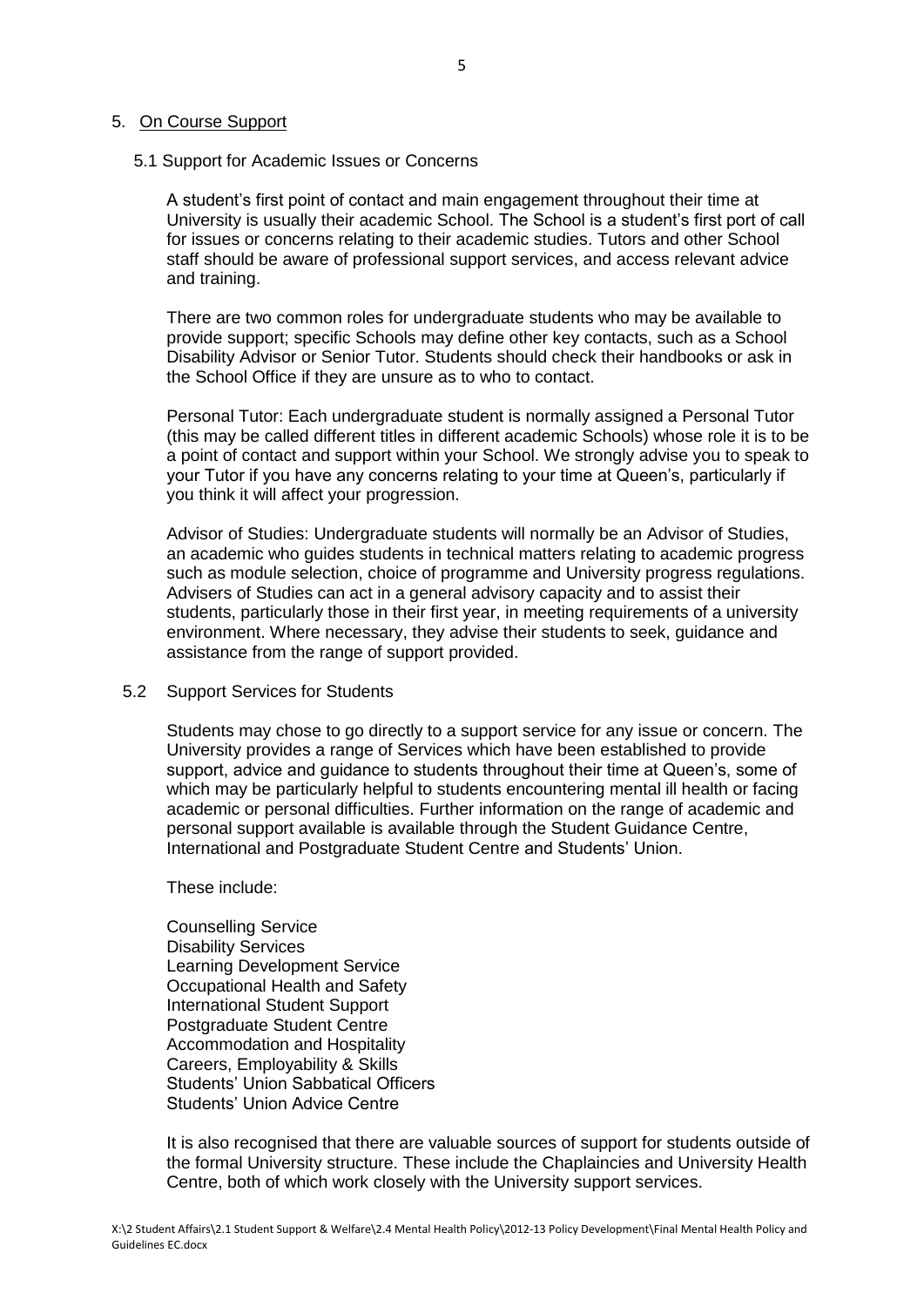## 5. On Course Support

### 5.1 Support for Academic Issues or Concerns

A student's first point of contact and main engagement throughout their time at University is usually their academic School. The School is a student's first port of call for issues or concerns relating to their academic studies. Tutors and other School staff should be aware of professional support services, and access relevant advice and training.

There are two common roles for undergraduate students who may be available to provide support; specific Schools may define other key contacts, such as a School Disability Advisor or Senior Tutor. Students should check their handbooks or ask in the School Office if they are unsure as to who to contact.

Personal Tutor: Each undergraduate student is normally assigned a Personal Tutor (this may be called different titles in different academic Schools) whose role it is to be a point of contact and support within your School. We strongly advise you to speak to your Tutor if you have any concerns relating to your time at Queen's, particularly if you think it will affect your progression.

Advisor of Studies: Undergraduate students will normally be an Advisor of Studies, an academic who guides students in technical matters relating to academic progress such as module selection, choice of programme and University progress regulations. Advisers of Studies can act in a general advisory capacity and to assist their students, particularly those in their first year, in meeting requirements of a university environment. Where necessary, they advise their students to seek, guidance and assistance from the range of support provided.

### 5.2 Support Services for Students

Students may chose to go directly to a support service for any issue or concern. The University provides a range of Services which have been established to provide support, advice and guidance to students throughout their time at Queen's, some of which may be particularly helpful to students encountering mental ill health or facing academic or personal difficulties. Further information on the range of academic and personal support available is available through the Student Guidance Centre, International and Postgraduate Student Centre and Students' Union.

These include:

Counselling Service
Disability Services
Learning Development Service
Occupational Health and Safety
International Student Support
Postgraduate Student Centre
Accommodation and Hospitality
Careers, Employability & Skills
Students' Union Sabbatical Officers
Students' Union Advice Centre

It is also recognised that there are valuable sources of support for students outside of the formal University structure. These include the Chaplaincies and University Health Centre, both of which work closely with the University support services.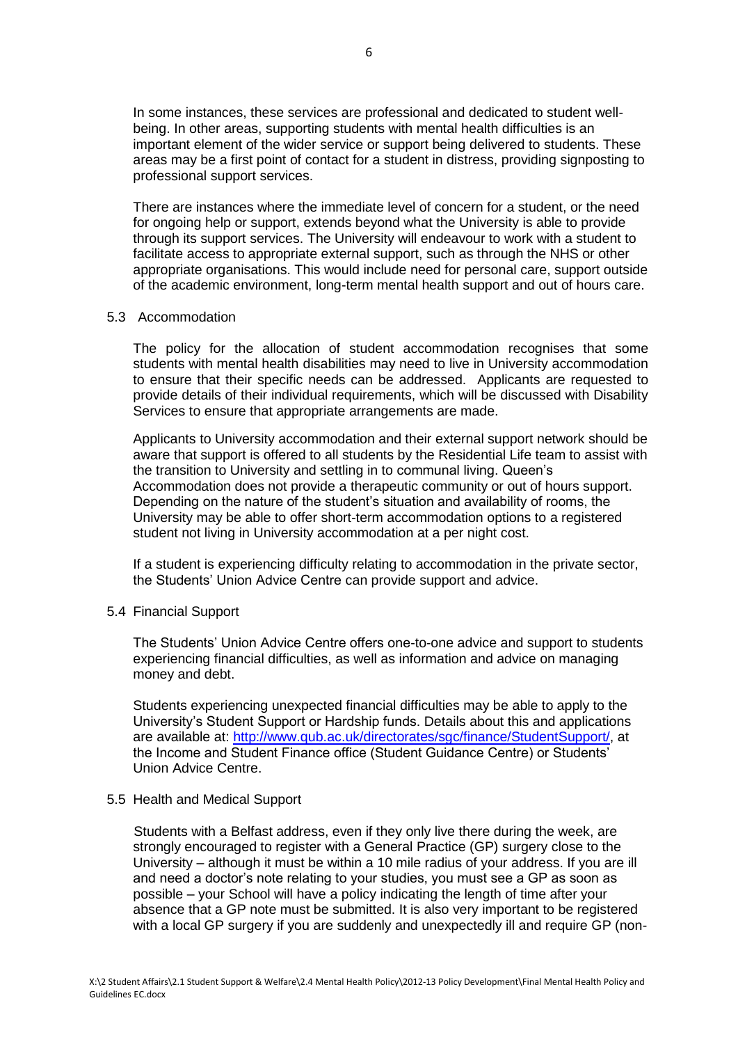In some instances, these services are professional and dedicated to student well-being. In other areas, supporting students with mental health difficulties is an important element of the wider service or support being delivered to students. These areas may be a first point of contact for a student in distress, providing signposting to professional support services.

There are instances where the immediate level of concern for a student, or the need for ongoing help or support, extends beyond what the University is able to provide through its support services. The University will endeavour to work with a student to facilitate access to appropriate external support, such as through the NHS or other appropriate organisations. This would include need for personal care, support outside of the academic environment, long-term mental health support and out of hours care.

### 5.3 Accommodation

The policy for the allocation of student accommodation recognises that some students with mental health disabilities may need to live in University accommodation to ensure that their specific needs can be addressed. Applicants are requested to provide details of their individual requirements, which will be discussed with Disability Services to ensure that appropriate arrangements are made.

Applicants to University accommodation and their external support network should be aware that support is offered to all students by the Residential Life team to assist with the transition to University and settling in to communal living. Queen's Accommodation does not provide a therapeutic community or out of hours support. Depending on the nature of the student's situation and availability of rooms, the University may be able to offer short-term accommodation options to a registered student not living in University accommodation at a per night cost.

If a student is experiencing difficulty relating to accommodation in the private sector, the Students' Union Advice Centre can provide support and advice.

### 5.4 Financial Support

The Students' Union Advice Centre offers one-to-one advice and support to students experiencing financial difficulties, as well as information and advice on managing money and debt.

Students experiencing unexpected financial difficulties may be able to apply to the University's Student Support or Hardship funds. Details about this and applications are available at: [http://www.qub.ac.uk/directorates/sgc/finance/StudentSupport/](http://www.qub.ac.uk/directorates/sgc/finance/StudentSupport/), at the Income and Student Finance office (Student Guidance Centre) or Students' Union Advice Centre.

### 5.5 Health and Medical Support

Students with a Belfast address, even if they only live there during the week, are strongly encouraged to register with a General Practice (GP) surgery close to the University – although it must be within a 10 mile radius of your address. If you are ill and need a doctor's note relating to your studies, you must see a GP as soon as possible – your School will have a policy indicating the length of time after your absence that a GP note must be submitted. It is also very important to be registered with a local GP surgery if you are suddenly and unexpectedly ill and require GP (non-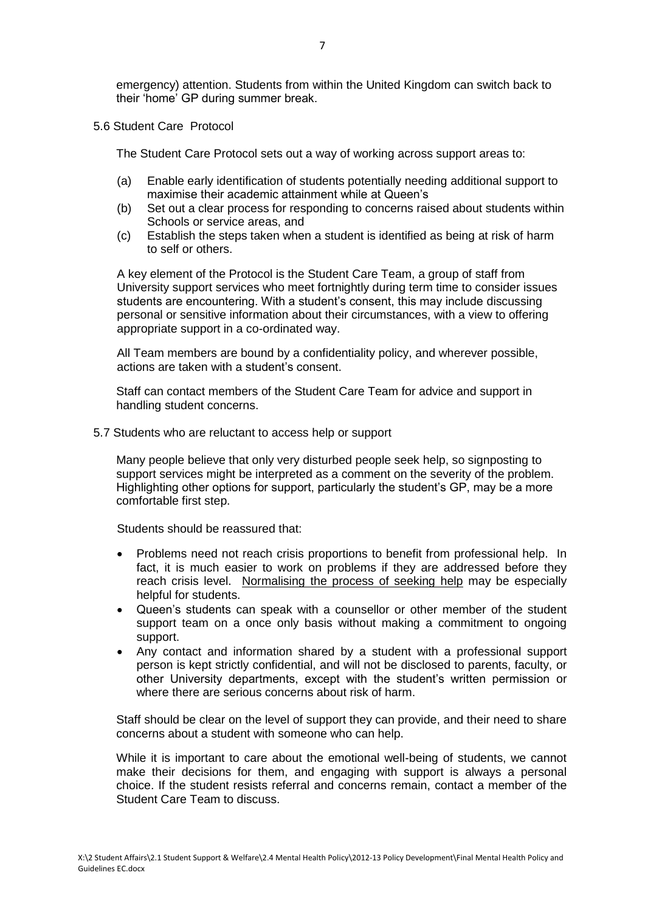emergency) attention. Students from within the United Kingdom can switch back to their 'home' GP during summer break.

### 5.6 Student Care Protocol

The Student Care Protocol sets out a way of working across support areas to:

(a) Enable early identification of students potentially needing additional support to maximise their academic attainment while at Queen's
(b) Set out a clear process for responding to concerns raised about students within Schools or service areas, and
(c) Establish the steps taken when a student is identified as being at risk of harm to self or others.

A key element of the Protocol is the Student Care Team, a group of staff from University support services who meet fortnightly during term time to consider issues students are encountering. With a student's consent, this may include discussing personal or sensitive information about their circumstances, with a view to offering appropriate support in a co-ordinated way.

All Team members are bound by a confidentiality policy, and wherever possible, actions are taken with a student's consent.

Staff can contact members of the Student Care Team for advice and support in handling student concerns.

### 5.7 Students who are reluctant to access help or support

Many people believe that only very disturbed people seek help, so signposting to support services might be interpreted as a comment on the severity of the problem. Highlighting other options for support, particularly the student's GP, may be a more comfortable first step.

Students should be reassured that:

- Problems need not reach crisis proportions to benefit from professional help. In fact, it is much easier to work on problems if they are addressed before they reach crisis level. Normalising the process of seeking help may be especially helpful for students.
- Queen's students can speak with a counsellor or other member of the student support team on a once only basis without making a commitment to ongoing support.
- Any contact and information shared by a student with a professional support person is kept strictly confidential, and will not be disclosed to parents, faculty, or other University departments, except with the student's written permission or where there are serious concerns about risk of harm.

Staff should be clear on the level of support they can provide, and their need to share concerns about a student with someone who can help.

While it is important to care about the emotional well-being of students, we cannot make their decisions for them, and engaging with support is always a personal choice. If the student resists referral and concerns remain, contact a member of the Student Care Team to discuss.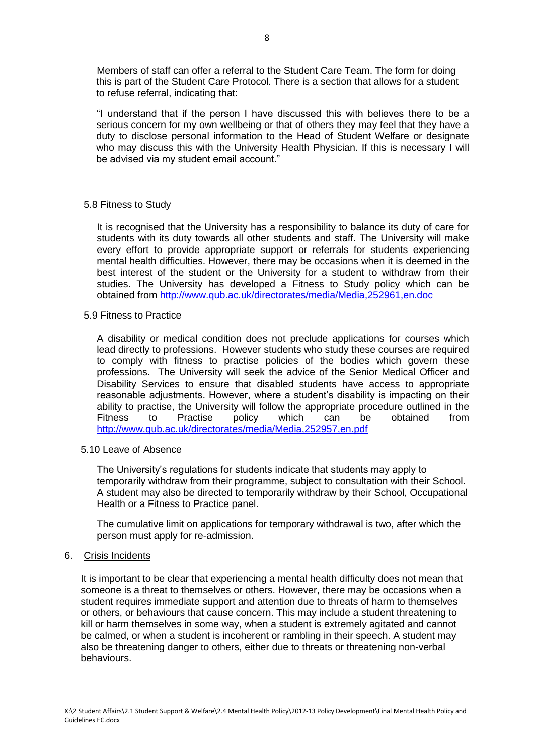Members of staff can offer a referral to the Student Care Team. The form for doing this is part of the Student Care Protocol. There is a section that allows for a student to refuse referral, indicating that:

"I understand that if the person I have discussed this with believes there to be a serious concern for my own wellbeing or that of others they may feel that they have a duty to disclose personal information to the Head of Student Welfare or designate who may discuss this with the University Health Physician. If this is necessary I will be advised via my student email account."

### 5.8 Fitness to Study

It is recognised that the University has a responsibility to balance its duty of care for students with its duty towards all other students and staff. The University will make every effort to provide appropriate support or referrals for students experiencing mental health difficulties. However, there may be occasions when it is deemed in the best interest of the student or the University for a student to withdraw from their studies. The University has developed a Fitness to Study policy which can be obtained from [http://www.qub.ac.uk/directorates/media/Media,252961,en.doc](http://www.qub.ac.uk/directorates/media/Media,252961,en.doc)

### 5.9 Fitness to Practice

A disability or medical condition does not preclude applications for courses which lead directly to professions. However students who study these courses are required to comply with fitness to practise policies of the bodies which govern these professions. The University will seek the advice of the Senior Medical Officer and Disability Services to ensure that disabled students have access to appropriate reasonable adjustments. However, where a student's disability is impacting on their ability to practise, the University will follow the appropriate procedure outlined in the Fitness to Practise policy which can be obtained from [http://www.qub.ac.uk/directorates/media/Media,252957,en.pdf](http://www.qub.ac.uk/directorates/media/Media,252957,en.pdf)

### 5.10 Leave of Absence

The University's regulations for students indicate that students may apply to temporarily withdraw from their programme, subject to consultation with their School. A student may also be directed to temporarily withdraw by their School, Occupational Health or a Fitness to Practice panel.

The cumulative limit on applications for temporary withdrawal is two, after which the person must apply for re-admission.

## 6. Crisis Incidents

It is important to be clear that experiencing a mental health difficulty does not mean that someone is a threat to themselves or others. However, there may be occasions when a student requires immediate support and attention due to threats of harm to themselves or others, or behaviours that cause concern. This may include a student threatening to kill or harm themselves in some way, when a student is extremely agitated and cannot be calmed, or when a student is incoherent or rambling in their speech. A student may also be threatening danger to others, either due to threats or threatening non-verbal behaviours.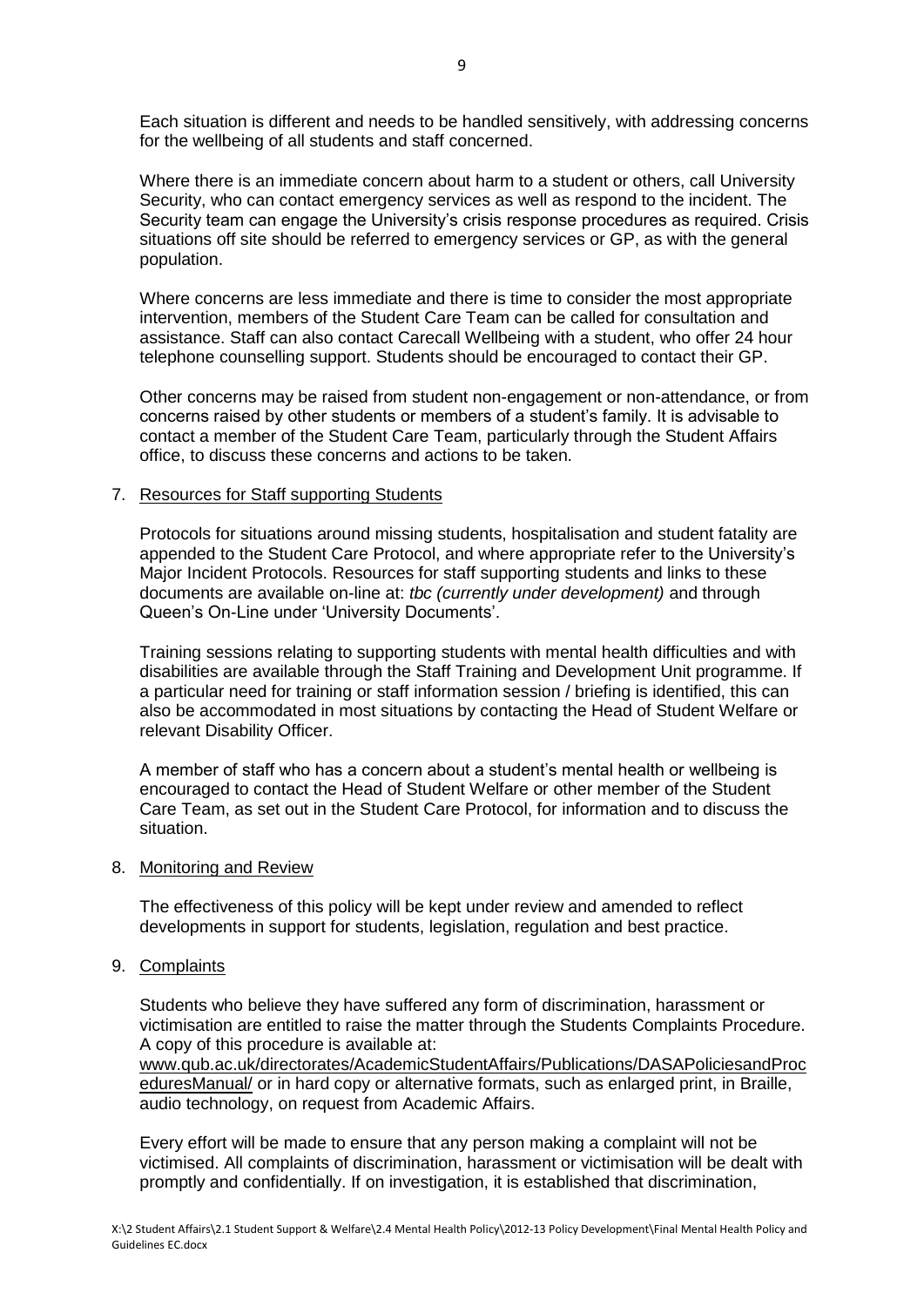Each situation is different and needs to be handled sensitively, with addressing concerns for the wellbeing of all students and staff concerned.

Where there is an immediate concern about harm to a student or others, call University Security, who can contact emergency services as well as respond to the incident. The Security team can engage the University's crisis response procedures as required. Crisis situations off site should be referred to emergency services or GP, as with the general population.

Where concerns are less immediate and there is time to consider the most appropriate intervention, members of the Student Care Team can be called for consultation and assistance. Staff can also contact Carecall Wellbeing with a student, who offer 24 hour telephone counselling support. Students should be encouraged to contact their GP.

Other concerns may be raised from student non-engagement or non-attendance, or from concerns raised by other students or members of a student's family. It is advisable to contact a member of the Student Care Team, particularly through the Student Affairs office, to discuss these concerns and actions to be taken.

7. Resources for Staff supporting Students

Protocols for situations around missing students, hospitalisation and student fatality are appended to the Student Care Protocol, and where appropriate refer to the University's Major Incident Protocols. Resources for staff supporting students and links to these documents are available on-line at: *tbc (currently under development)* and through Queen's On-Line under 'University Documents'.

Training sessions relating to supporting students with mental health difficulties and with disabilities are available through the Staff Training and Development Unit programme. If a particular need for training or staff information session / briefing is identified, this can also be accommodated in most situations by contacting the Head of Student Welfare or relevant Disability Officer.

A member of staff who has a concern about a student's mental health or wellbeing is encouraged to contact the Head of Student Welfare or other member of the Student Care Team, as set out in the Student Care Protocol, for information and to discuss the situation.

8. Monitoring and Review

The effectiveness of this policy will be kept under review and amended to reflect developments in support for students, legislation, regulation and best practice.

9. Complaints

Students who believe they have suffered any form of discrimination, harassment or victimisation are entitled to raise the matter through the Students Complaints Procedure. A copy of this procedure is available at: www.qub.ac.uk/directorates/AcademicStudentAffairs/Publications/DASAPoliciesandProceduresManual/ or in hard copy or alternative formats, such as enlarged print, in Braille, audio technology, on request from Academic Affairs.

Every effort will be made to ensure that any person making a complaint will not be victimised. All complaints of discrimination, harassment or victimisation will be dealt with promptly and confidentially. If on investigation, it is established that discrimination,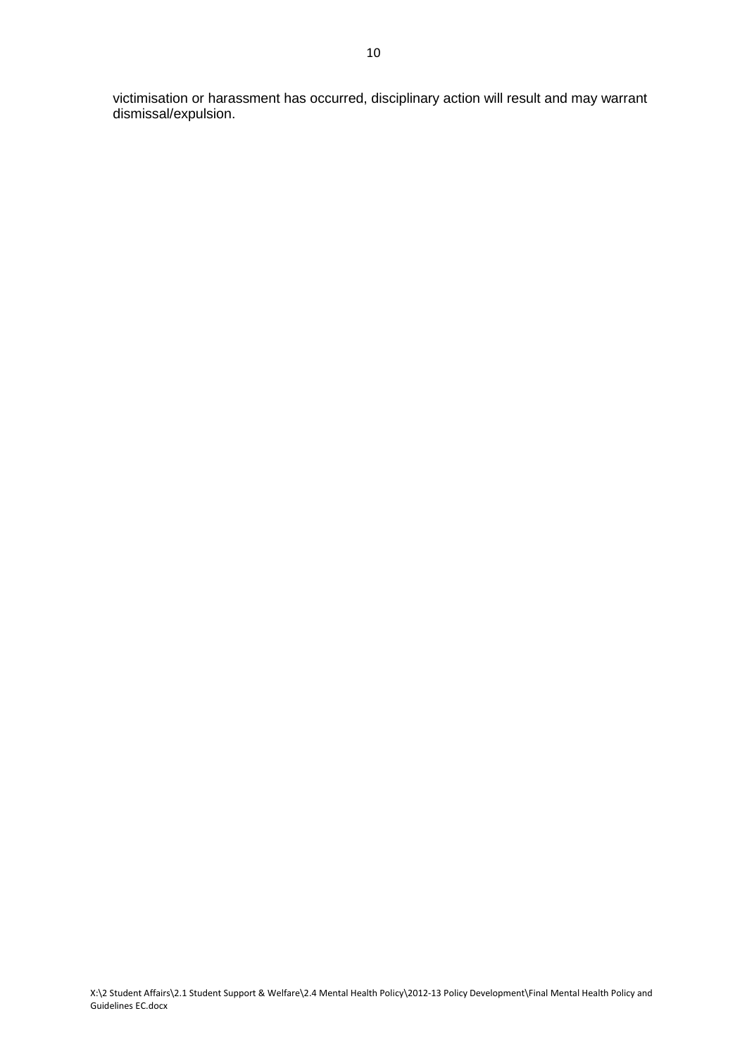victimisation or harassment has occurred, disciplinary action will result and may warrant dismissal/expulsion.